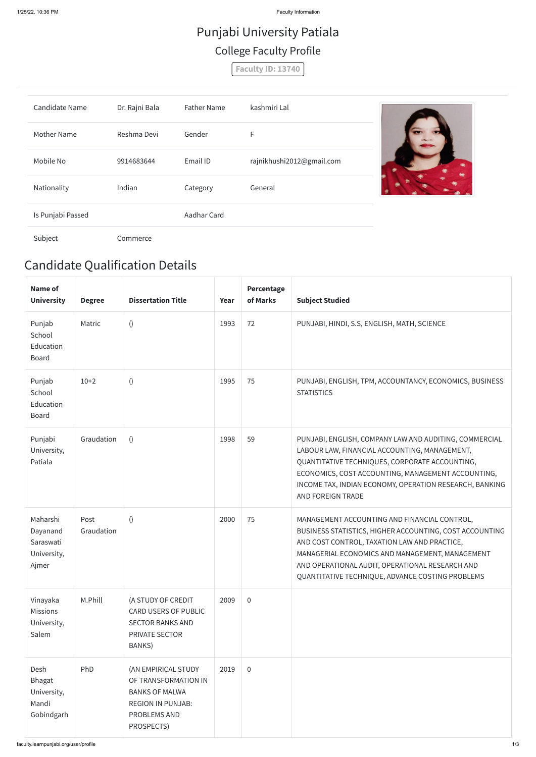# Punjabi University Patiala

## College Faculty Profile

**Faculty ID: 13740**

| | | | |
|---|---|---|---|
| Candidate Name | Dr. Rajni Bala | Father Name | kashmiri Lal |
| Mother Name | Reshma Devi | Gender | F |
| Mobile No | 9914683644 | Email ID | rajnikhushi2012@gmail.com |
| Nationality | Indian | Category | General |
| Is Punjabi Passed | | Aadhar Card | |
| Subject | Commerce | | |

## Candidate Qualification Details

| Name of University | Degree | Dissertation Title | Year | Percentage of Marks | Subject Studied |
|---|---|---|---|---|---|
| Punjab School Education Board | Matric | () | 1993 | 72 | PUNJABI, HINDI, S.S, ENGLISH, MATH, SCIENCE |
| Punjab School Education Board | 10+2 | () | 1995 | 75 | PUNJABI, ENGLISH, TPM, ACCOUNTANCY, ECONOMICS, BUSINESS STATISTICS |
| Punjabi University, Patiala | Graudation | () | 1998 | 59 | PUNJABI, ENGLISH, COMPANY LAW AND AUDITING, COMMERCIAL LABOUR LAW, FINANCIAL ACCOUNTING, MANAGEMENT, QUANTITATIVE TECHNIQUES, CORPORATE ACCOUNTING, ECONOMICS, COST ACCOUNTING, MANAGEMENT ACCOUNTING, INCOME TAX, INDIAN ECONOMY, OPERATION RESEARCH, BANKING AND FOREIGN TRADE |
| Maharshi Dayanand Saraswati University, Ajmer | Post Graudation | () | 2000 | 75 | MANAGEMENT ACCOUNTING AND FINANCIAL CONTROL, BUSINESS STATISTICS, HIGHER ACCOUNTING, COST ACCOUNTING AND COST CONTROL, TAXATION LAW AND PRACTICE, MANAGERIAL ECONOMICS AND MANAGEMENT, MANAGEMENT AND OPERATIONAL AUDIT, OPERATIONAL RESEARCH AND QUANTITATIVE TECHNIQUE, ADVANCE COSTING PROBLEMS |
| Vinayaka Missions University, Salem | M.Phill | (A STUDY OF CREDIT CARD USERS OF PUBLIC SECTOR BANKS AND PRIVATE SECTOR BANKS) | 2009 | 0 | |
| Desh Bhagat University, Mandi Gobindgarh | PhD | (AN EMPIRICAL STUDY OF TRANSFORMATION IN BANKS OF MALWA REGION IN PUNJAB: PROBLEMS AND PROSPECTS) | 2019 | 0 | |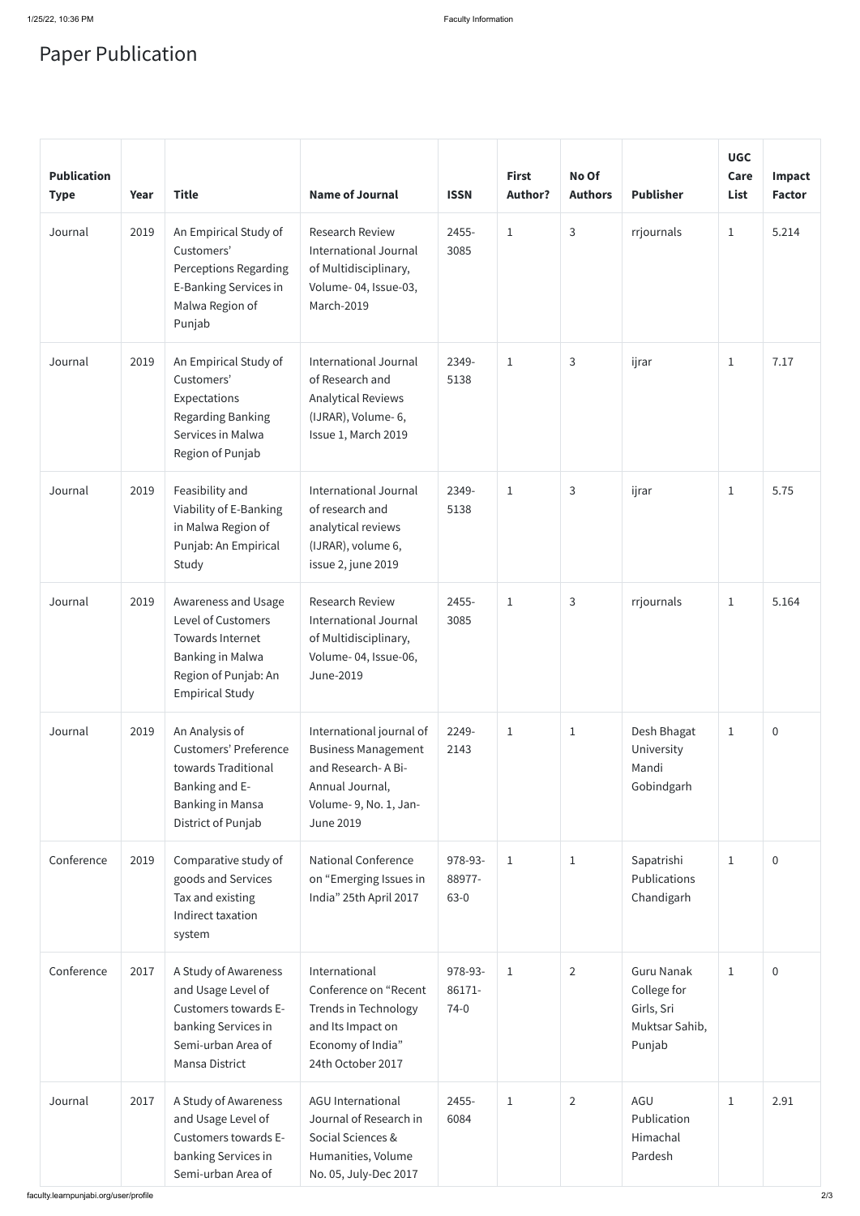# Paper Publication

| Publication Type | Year | Title | Name of Journal | ISSN | First Author? | No Of Authors | Publisher | UGC Care List | Impact Factor |
|---|---|---|---|---|---|---|---|---|---|
| Journal | 2019 | An Empirical Study of Customers' Perceptions Regarding E-Banking Services in Malwa Region of Punjab | Research Review International Journal of Multidisciplinary, Volume- 04, Issue-03, March-2019 | 2455-3085 | 1 | 3 | rrjournals | 1 | 5.214 |
| Journal | 2019 | An Empirical Study of Customers' Expectations Regarding Banking Services in Malwa Region of Punjab | International Journal of Research and Analytical Reviews (IJRAR), Volume- 6, Issue 1, March 2019 | 2349-5138 | 1 | 3 | ijrar | 1 | 7.17 |
| Journal | 2019 | Feasibility and Viability of E-Banking in Malwa Region of Punjab: An Empirical Study | International Journal of research and analytical reviews (IJRAR), volume 6, issue 2, june 2019 | 2349-5138 | 1 | 3 | ijrar | 1 | 5.75 |
| Journal | 2019 | Awareness and Usage Level of Customers Towards Internet Banking in Malwa Region of Punjab: An Empirical Study | Research Review International Journal of Multidisciplinary, Volume- 04, Issue-06, June-2019 | 2455-3085 | 1 | 3 | rrjournals | 1 | 5.164 |
| Journal | 2019 | An Analysis of Customers' Preference towards Traditional Banking and E-Banking in Mansa District of Punjab | International journal of Business Management and Research- A Bi-Annual Journal, Volume- 9, No. 1, Jan-June 2019 | 2249-2143 | 1 | 1 | Desh Bhagat University Mandi Gobindgarh | 1 | 0 |
| Conference | 2019 | Comparative study of goods and Services Tax and existing Indirect taxation system | National Conference on "Emerging Issues in India" 25th April 2017 | 978-93-88977-63-0 | 1 | 1 | Sapatrishi Publications Chandigarh | 1 | 0 |
| Conference | 2017 | A Study of Awareness and Usage Level of Customers towards E-banking Services in Semi-urban Area of Mansa District | International Conference on "Recent Trends in Technology and Its Impact on Economy of India" 24th October 2017 | 978-93-86171-74-0 | 1 | 2 | Guru Nanak College for Girls, Sri Muktsar Sahib, Punjab | 1 | 0 |
| Journal | 2017 | A Study of Awareness and Usage Level of Customers towards E-banking Services in Semi-urban Area of | AGU International Journal of Research in Social Sciences & Humanities, Volume No. 05, July-Dec 2017 | 2455-6084 | 1 | 2 | AGU Publication Himachal Pardesh | 1 | 2.91 |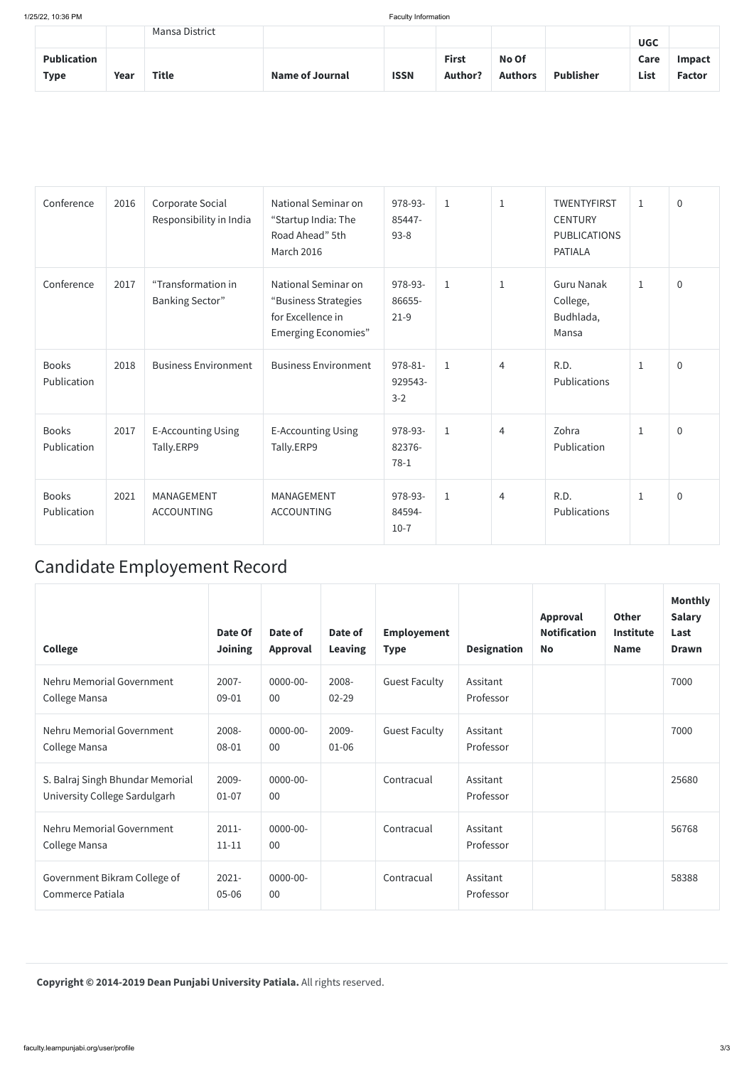| | | Mansa District | | | | | | | |
|---|---|---|---|---|---|---|---|---|---|
| **Publication Type** | **Year** | **Title** | **Name of Journal** | **ISSN** | **First Author?** | **No Of Authors** | **Publisher** | **UGC Care List** | **Impact Factor** |
| Conference | 2016 | Corporate Social Responsibility in India | National Seminar on "Startup India: The Road Ahead" 5th March 2016 | 978-93-85447-93-8 | 1 | 1 | TWENTYFIRST CENTURY PUBLICATIONS PATIALA | 1 | 0 |
| Conference | 2017 | "Transformation in Banking Sector" | National Seminar on "Business Strategies for Excellence in Emerging Economies" | 978-93-86655-21-9 | 1 | 1 | Guru Nanak College, Budhlada, Mansa | 1 | 0 |
| Books Publication | 2018 | Business Environment | Business Environment | 978-81-929543-3-2 | 1 | 4 | R.D. Publications | 1 | 0 |
| Books Publication | 2017 | E-Accounting Using Tally.ERP9 | E-Accounting Using Tally.ERP9 | 978-93-82376-78-1 | 1 | 4 | Zohra Publication | 1 | 0 |
| Books Publication | 2021 | MANAGEMENT ACCOUNTING | MANAGEMENT ACCOUNTING | 978-93-84594-10-7 | 1 | 4 | R.D. Publications | 1 | 0 |

# Candidate Employement Record

| College | Date Of Joining | Date of Approval | Date of Leaving | Employement Type | Designation | Approval Notification No | Other Institute Name | Monthly Salary Last Drawn |
|---|---|---|---|---|---|---|---|---|
| Nehru Memorial Government College Mansa | 2007-09-01 | 0000-00-00 | 2008-02-29 | Guest Faculty | Assitant Professor | | | 7000 |
| Nehru Memorial Government College Mansa | 2008-08-01 | 0000-00-00 | 2009-01-06 | Guest Faculty | Assitant Professor | | | 7000 |
| S. Balraj Singh Bhundar Memorial University College Sardulgarh | 2009-01-07 | 0000-00-00 | | Contracual | Assitant Professor | | | 25680 |
| Nehru Memorial Government College Mansa | 2011-11-11 | 0000-00-00 | | Contracual | Assitant Professor | | | 56768 |
| Government Bikram College of Commerce Patiala | 2021-05-06 | 0000-00-00 | | Contracual | Assitant Professor | | | 58388 |

**Copyright © 2014-2019 Dean Punjabi University Patiala.** All rights reserved.